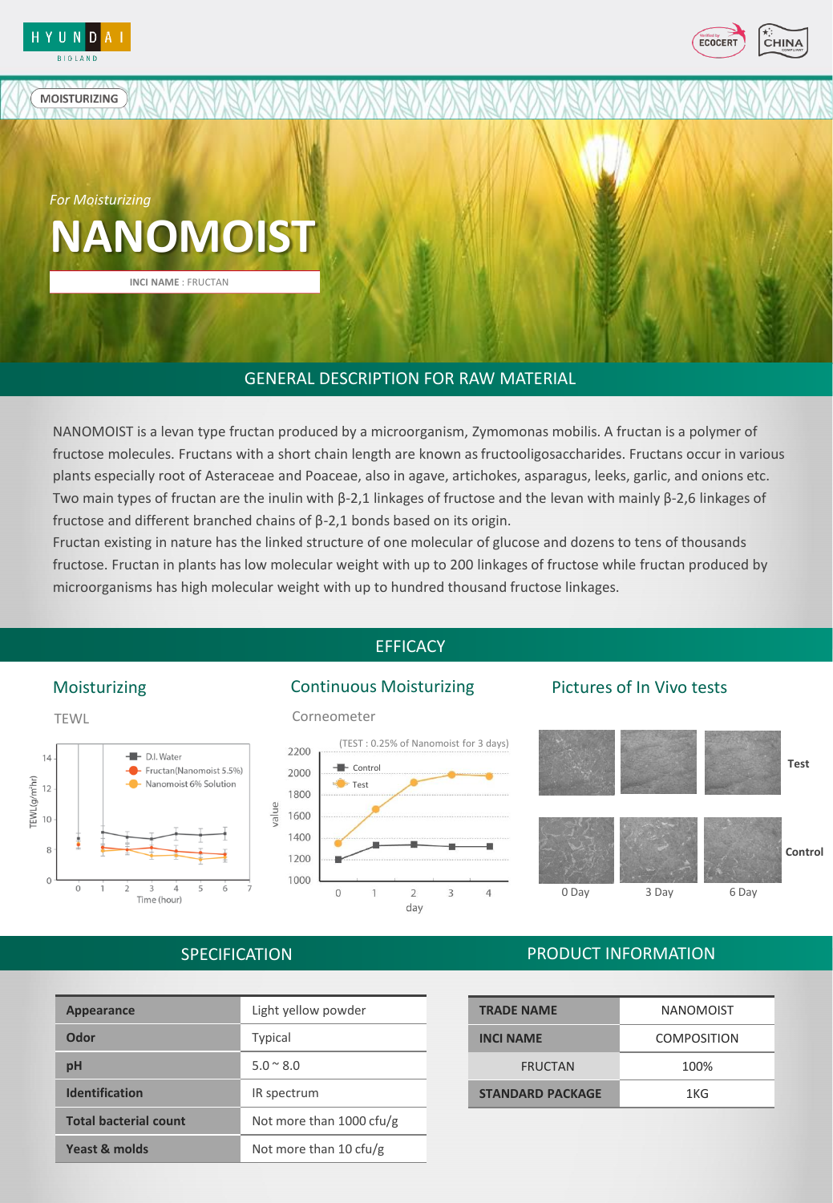MOISTURIZING

*For Moisturizing*

# NANOMOIST

**INCI NAME** : FRUCTAN

## GENERAL DESCRIPTION FOR RAW MATERIAL

NANOMOIST is a levan type fructan produced by a microorganism, Zymomonas mobilis. A fructan is a polymer of fructose molecules. Fructans with a short chain length are known as fructooligosaccharides. Fructans occur in various plants especially root of Asteraceae and Poaceae, also in agave, artichokes, asparagus, leeks, garlic, and onions etc. Two main types of fructan are the inulin with β-2,1 linkages of fructose and the levan with mainly β-2,6 linkages of fructose and different branched chains of β-2,1 bonds based on its origin.
Fructan existing in nature has the linked structure of one molecular of glucose and dozens to tens of thousands fructose. Fructan in plants has low molecular weight with up to 200 linkages of fructose while fructan produced by microorganisms has high molecular weight with up to hundred thousand fructose linkages.

## EFFICACY

### Moisturizing

TEWL

### Continuous Moisturizing

Corneometer

(TEST : 0.25% of Nanomoist for 3 days)

### Pictures of In Vivo tests

Test / Control — 0 Day, 3 Day, 6 Day

## SPECIFICATION

| | |
|---|---|
| **Appearance** | Light yellow powder |
| **Odor** | Typical |
| **pH** | 5.0 ~ 8.0 |
| **Identification** | IR spectrum |
| **Total bacterial count** | Not more than 1000 cfu/g |
| **Yeast & molds** | Not more than 10 cfu/g |

## PRODUCT INFORMATION

| | |
|---|---|
| **TRADE NAME** | NANOMOIST |
| **INCI NAME** | COMPOSITION |
| FRUCTAN | 100% |
| **STANDARD PACKAGE** | 1KG |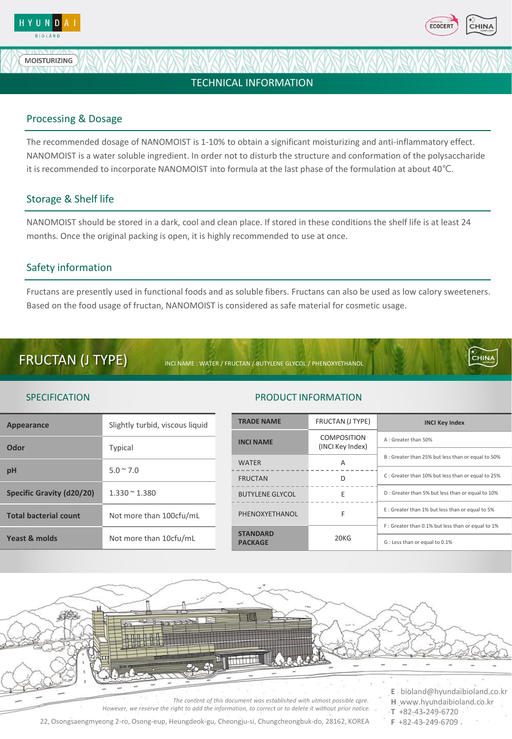MOISTURIZING

## TECHNICAL INFORMATION

### Processing & Dosage

The recommended dosage of NANOMOIST is 1-10% to obtain a significant moisturizing and anti-inflammatory effect. NANOMOIST is a water soluble ingredient. In order not to disturb the structure and conformation of the polysaccharide it is recommended to incorporate NANOMOIST into formula at the last phase of the formulation at about 40℃.

### Storage & Shelf life

NANOMOIST should be stored in a dark, cool and clean place. If stored in these conditions the shelf life is at least 24 months. Once the original packing is open, it is highly recommended to use at once.

### Safety information

Fructans are presently used in functional foods and as soluble fibers. Fructans can also be used as low calory sweeteners. Based on the food usage of fructan, NANOMOIST is considered as safe material for cosmetic usage.

## FRUCTAN (J TYPE)

INCI NAME : WATER / FRUCTAN / BUTYLENE GLYCOL / PHENOXYETHANOL

### SPECIFICATION

| | |
|---|---|
| **Appearance** | Slightly turbid, viscous liquid |
| **Odor** | Typical |
| **pH** | 5.0 ~ 7.0 |
| **Specific Gravity (d20/20)** | 1.330 ~ 1.380 |
| **Total bacterial count** | Not more than 100cfu/mL |
| **Yeast & molds** | Not more than 10cfu/mL |

### PRODUCT INFORMATION

| **TRADE NAME** | FRUCTAN (J TYPE) |
|---|---|
| **INCI NAME** | COMPOSITION (INCI Key Index) |
| WATER | A |
| FRUCTAN | D |
| BUTYLENE GLYCOL | E |
| PHENOXYETHANOL | F |
| **STANDARD PACKAGE** | 20KG |

| **INCI Key Index** |
|---|
| A : Greater than 50% |
| B : Greater than 25% but less than or equal to 50% |
| C : Greater than 10% but less than or equal to 25% |
| D : Greater than 5% but less than or equal to 10% |
| E : Greater than 1% but less than or equal to 5% |
| F : Greater than 0.1% but less than or equal to 1% |
| G : Less than or equal to 0.1% |

*The content of this document was established with utmost possible care. However, we reserve the right to add the information, to correct or to delete it without prior notice.*

22, Osongsaengmyeong 2-ro, Osong-eup, Heungdeok-gu, Cheongju-si, Chungcheongbuk-do, 28162, KOREA

E bioland@hyundaibioland.co.kr
H www.hyundaibioland.co.kr
T +82-43-249-6720
F +82-43-249-6709